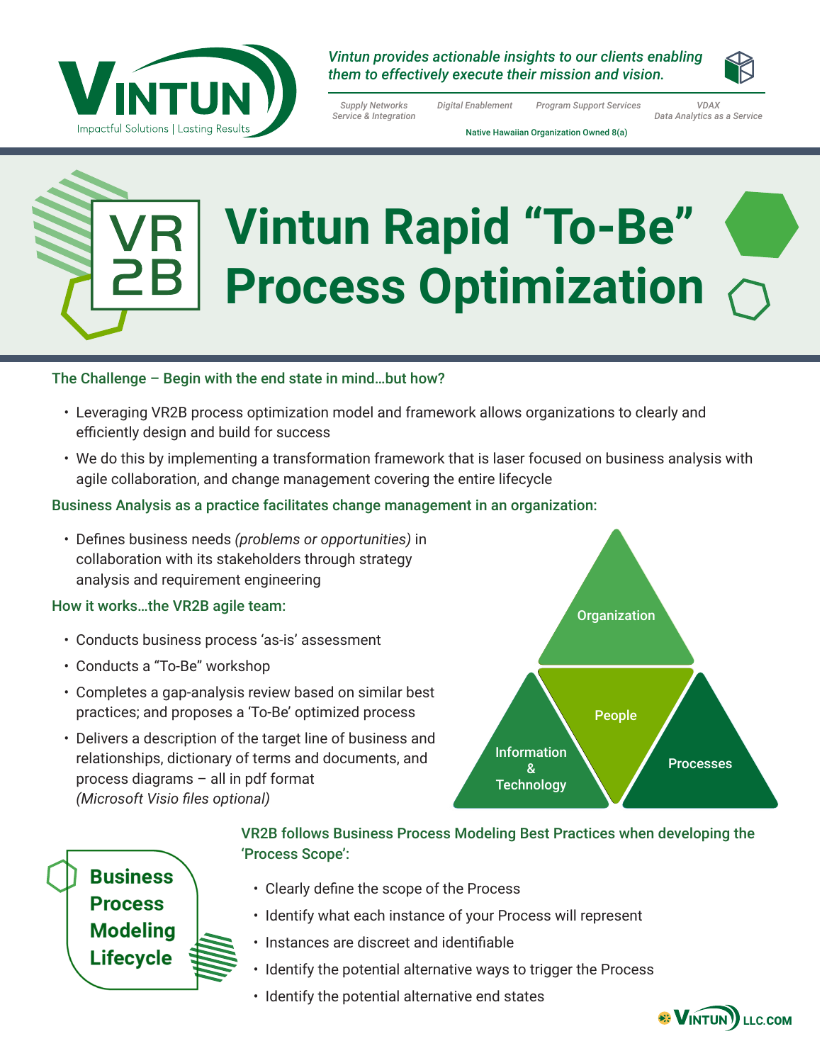VINTUN
Impactful Solutions | Lasting Results

*Vintun provides actionable insights to our clients enabling them to effectively execute their mission and vision.*

*Supply Networks Service & Integration* | *Digital Enablement* | *Program Support Services* | *VDAX Data Analytics as a Service*

Native Hawaiian Organization Owned 8(a)

# VR2B Vintun Rapid "To-Be" Process Optimization

## The Challenge – Begin with the end state in mind…but how?

- Leveraging VR2B process optimization model and framework allows organizations to clearly and efficiently design and build for success
- We do this by implementing a transformation framework that is laser focused on business analysis with agile collaboration, and change management covering the entire lifecycle

## Business Analysis as a practice facilitates change management in an organization:

- Defines business needs *(problems or opportunities)* in collaboration with its stakeholders through strategy analysis and requirement engineering

## How it works…the VR2B agile team:

- Conducts business process 'as-is' assessment
- Conducts a "To-Be" workshop
- Completes a gap-analysis review based on similar best practices; and proposes a 'To-Be' optimized process
- Delivers a description of the target line of business and relationships, dictionary of terms and documents, and process diagrams – all in pdf format *(Microsoft Visio files optional)*

Organization | People | Information & Technology | Processes

**Business Process Modeling Lifecycle**

## VR2B follows Business Process Modeling Best Practices when developing the 'Process Scope':

- Clearly define the scope of the Process
- Identify what each instance of your Process will represent
- Instances are discreet and identifiable
- Identify the potential alternative ways to trigger the Process
- Identify the potential alternative end states

VINTUNLLC.COM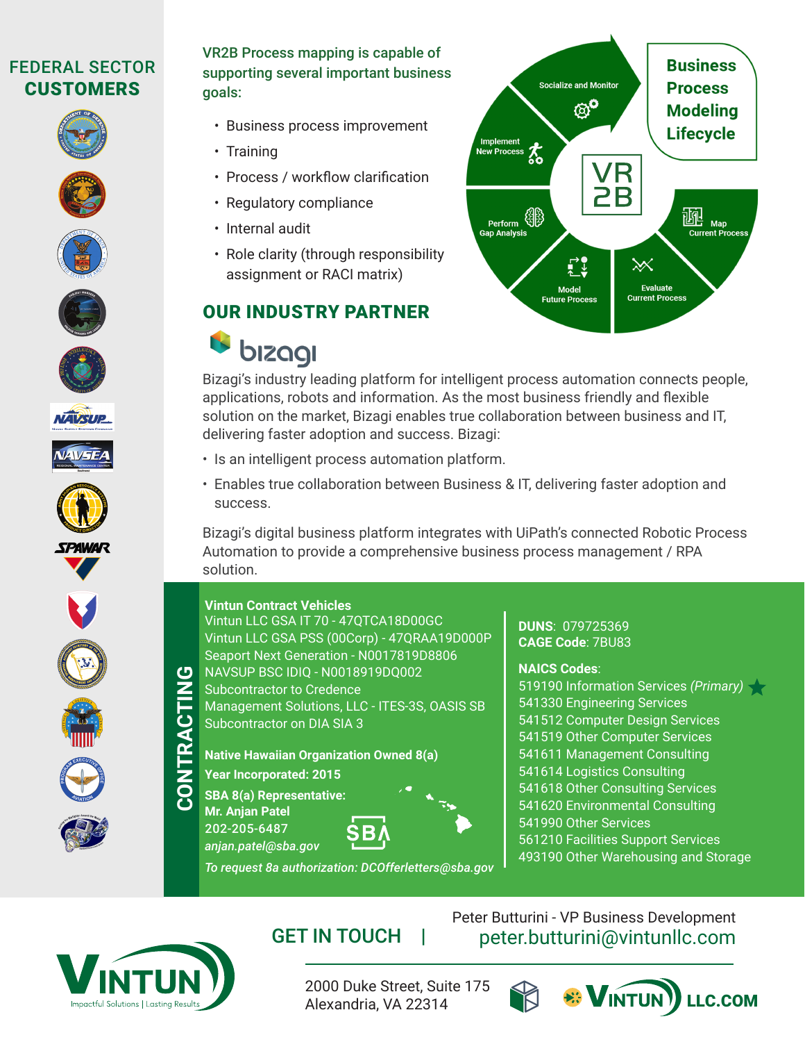## FEDERAL SECTOR CUSTOMERS

VR2B Process mapping is capable of supporting several important business goals:

- Business process improvement
- Training
- Process / workflow clarification
- Regulatory compliance
- Internal audit
- Role clarity (through responsibility assignment or RACI matrix)

Business Process Modeling Lifecycle

VR 2B

Socialize and Monitor

Implement New Process

Perform Gap Analysis

Model Future Process

Evaluate Current Process

Map Current Process

## OUR INDUSTRY PARTNER

bizagi

Bizagi's industry leading platform for intelligent process automation connects people, applications, robots and information. As the most business friendly and flexible solution on the market, Bizagi enables true collaboration between business and IT, delivering faster adoption and success. Bizagi:

- Is an intelligent process automation platform.
- Enables true collaboration between Business & IT, delivering faster adoption and success.

Bizagi's digital business platform integrates with UiPath's connected Robotic Process Automation to provide a comprehensive business process management / RPA solution.

## CONTRACTING

**Vintun Contract Vehicles**
Vintun LLC GSA IT 70 - 47QTCA18D00GC
Vintun LLC GSA PSS (00Corp) - 47QRAA19D000P
Seaport Next Generation - N0017819D8806
NAVSUP BSC IDIQ - N0018919DQ002
Subcontractor to Credence Management Solutions, LLC - ITES-3S, OASIS SB
Subcontractor on DIA SIA 3

**Native Hawaiian Organization Owned 8(a)**
**Year Incorporated: 2015**
**SBA 8(a) Representative:**
**Mr. Anjan Patel**
**202-205-6487**
***anjan.patel@sba.gov***
*To request 8a authorization: DCOfferletters@sba.gov*

**DUNS**: 079725369
**CAGE Code**: 7BU83

**NAICS Codes**:
519190 Information Services *(Primary)*
541330 Engineering Services
541512 Computer Design Services
541519 Other Computer Services
541611 Management Consulting
541614 Logistics Consulting
541618 Other Consulting Services
541620 Environmental Consulting
541990 Other Services
561210 Facilities Support Services
493190 Other Warehousing and Storage

VINTUN Impactful Solutions | Lasting Results

GET IN TOUCH |

Peter Butturini - VP Business Development
peter.butturini@vintunllc.com

2000 Duke Street, Suite 175
Alexandria, VA 22314

VINTUNLLC.COM